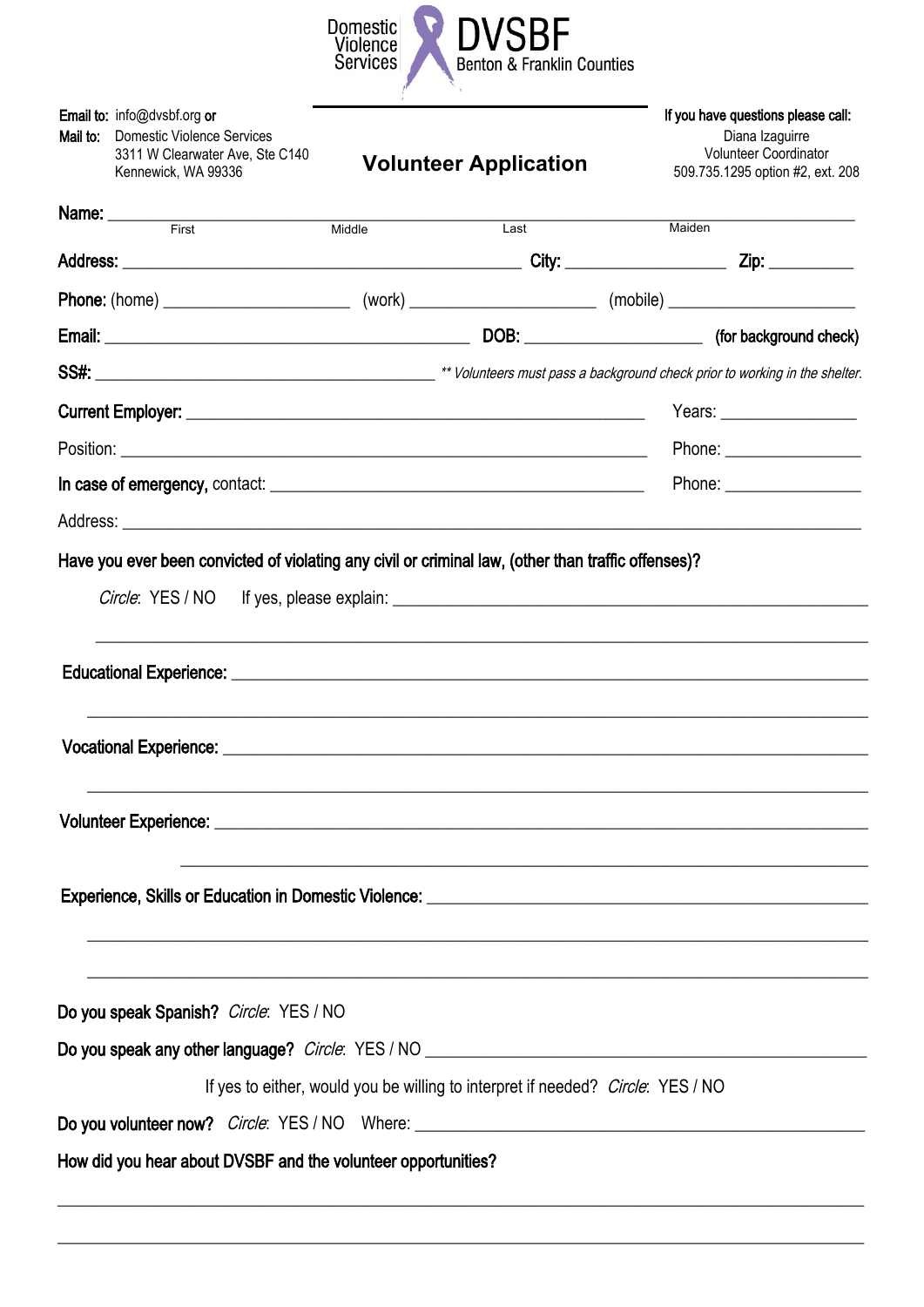Domestic Violence Services **DVSBF** Benton & Franklin Counties

**Email to:** info@dvsbf.org **or**
**Mail to:** Domestic Violence Services
3311 W Clearwater Ave, Ste C140
Kennewick, WA 99336

# Volunteer Application

**If you have questions please call:**
Diana Izaguirre
Volunteer Coordinator
509.735.1295 option #2, ext. 208

**Name:** ______________________________________________________________
First Middle Last Maiden

**Address:** ______________________________ **City:** ______________ **Zip:** ________

**Phone:** (home) ________________ (work) ________________ (mobile) ________________

**Email:** ______________________________ **DOB:** ________________ **(for background check)**

**SS#:** ______________________________ *\*\* Volunteers must pass a background check prior to working in the shelter.*

**Current Employer:** ______________________________________ Years: ____________

Position: ______________________________________________ Phone: ____________

**In case of emergency,** contact: ______________________________ Phone: ____________

Address: ______________________________________________________________

**Have you ever been convicted of violating any civil or criminal law, (other than traffic offenses)?**

*Circle*: YES / NO If yes, please explain: ______________________________________

______________________________________________________________

**Educational Experience:** ______________________________________________

______________________________________________________________

**Vocational Experience:** ______________________________________________

______________________________________________________________

**Volunteer Experience:** ______________________________________________

______________________________________________________________

**Experience, Skills or Education in Domestic Violence:** ______________________

______________________________________________________________

______________________________________________________________

**Do you speak Spanish?** *Circle*: YES / NO

**Do you speak any other language?** *Circle*: YES / NO ______________________________

If yes to either, would you be willing to interpret if needed? *Circle*: YES / NO

**Do you volunteer now?** *Circle*: YES / NO Where: ______________________________

**How did you hear about DVSBF and the volunteer opportunities?**

______________________________________________________________

______________________________________________________________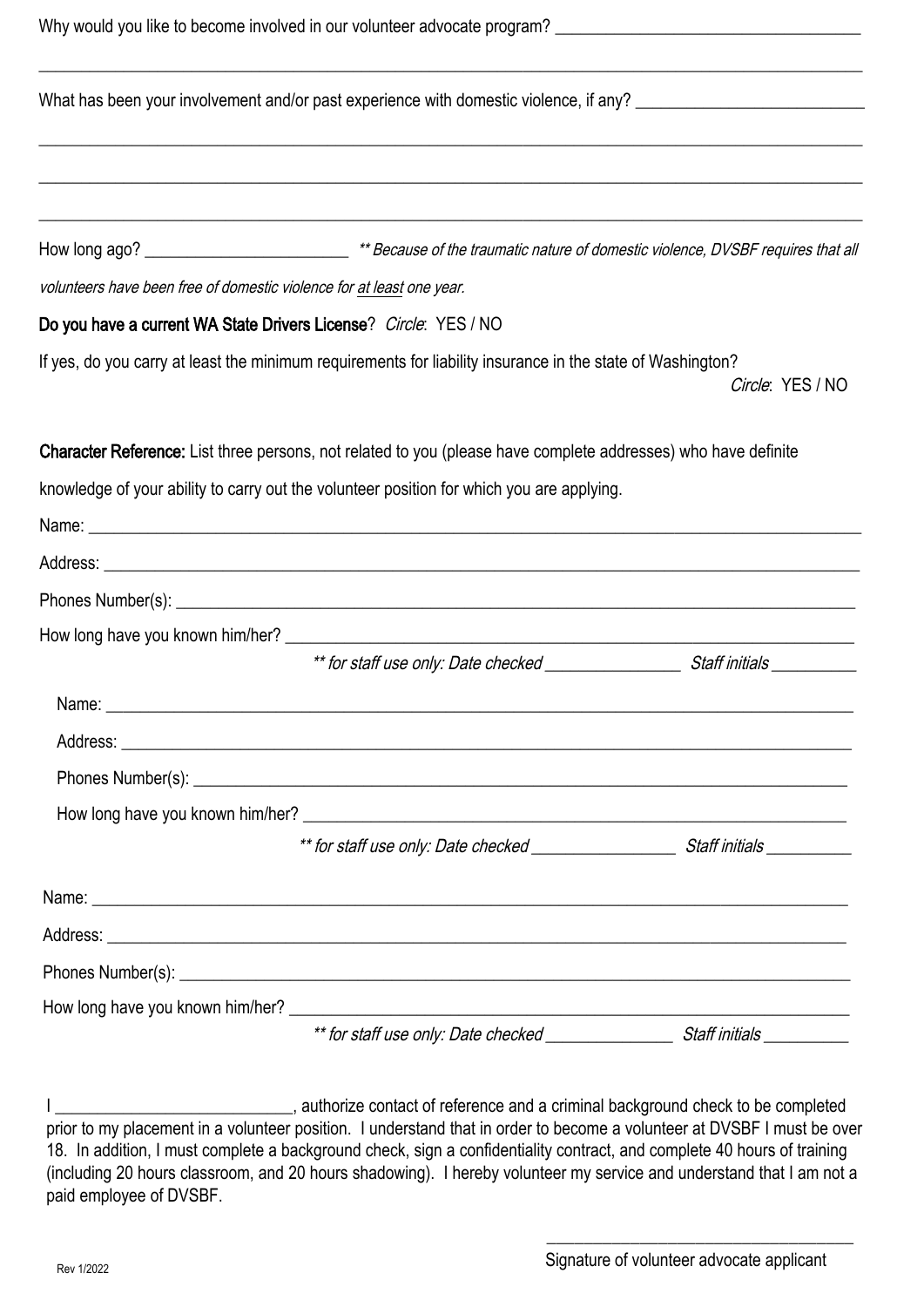Why would you like to become involved in our volunteer advocate program? ______________________________________

________________________________________________________________________________________________

What has been your involvement and/or past experience with domestic violence, if any? ____________________________

________________________________________________________________________________________________

________________________________________________________________________________________________

________________________________________________________________________________________________

How long ago? _________________________ *** Because of the traumatic nature of domestic violence, DVSBF requires that all volunteers have been free of domestic violence for at least one year.*

**Do you have a current WA State Drivers License**? *Circle*: YES / NO

If yes, do you carry at least the minimum requirements for liability insurance in the state of Washington?

*Circle*: YES / NO

**Character Reference:** List three persons, not related to you (please have complete addresses) who have definite knowledge of your ability to carry out the volunteer position for which you are applying.

Name: ________________________________________________________________________________________

Address: ______________________________________________________________________________________

Phones Number(s): _____________________________________________________________________________

How long have you known him/her? _______________________________________________________________

*** for staff use only: Date checked ________________ Staff initials __________*

Name: ________________________________________________________________________________________

Address: ______________________________________________________________________________________

Phones Number(s): _____________________________________________________________________________

How long have you known him/her? _______________________________________________________________

*** for staff use only: Date checked ________________ Staff initials __________*

Name: ________________________________________________________________________________________

Address: ______________________________________________________________________________________

Phones Number(s): _____________________________________________________________________________

How long have you known him/her? _______________________________________________________________

*** for staff use only: Date checked ________________ Staff initials __________*

I ____________________________, authorize contact of reference and a criminal background check to be completed prior to my placement in a volunteer position. I understand that in order to become a volunteer at DVSBF I must be over 18. In addition, I must complete a background check, sign a confidentiality contract, and complete 40 hours of training (including 20 hours classroom, and 20 hours shadowing). I hereby volunteer my service and understand that I am not a paid employee of DVSBF.

_____________________________________

Signature of volunteer advocate applicant

Rev 1/2022